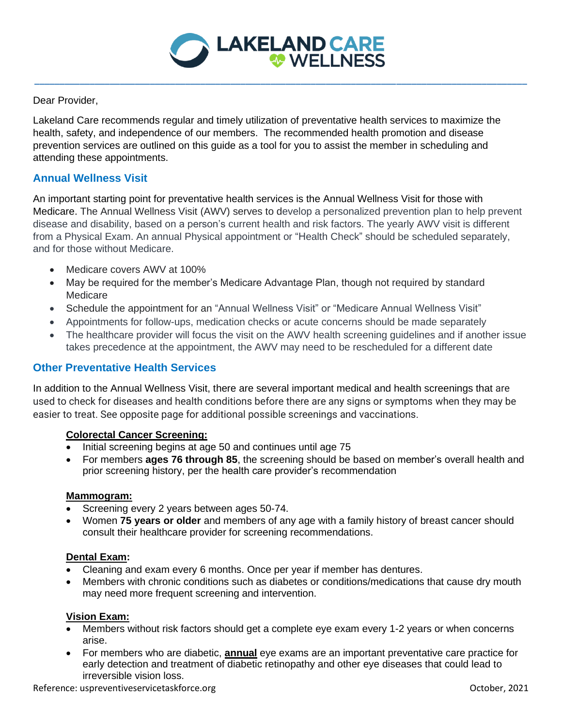**LAKELAND CARE WELLNESS**

Dear Provider,

Lakeland Care recommends regular and timely utilization of preventative health services to maximize the health, safety, and independence of our members. The recommended health promotion and disease prevention services are outlined on this guide as a tool for you to assist the member in scheduling and attending these appointments.

## Annual Wellness Visit

An important starting point for preventative health services is the Annual Wellness Visit for those with Medicare. The Annual Wellness Visit (AWV) serves to develop a personalized prevention plan to help prevent disease and disability, based on a person's current health and risk factors. The yearly AWV visit is different from a Physical Exam. An annual Physical appointment or "Health Check" should be scheduled separately, and for those without Medicare.

- Medicare covers AWV at 100%
- May be required for the member's Medicare Advantage Plan, though not required by standard Medicare
- Schedule the appointment for an "Annual Wellness Visit" or "Medicare Annual Wellness Visit"
- Appointments for follow-ups, medication checks or acute concerns should be made separately
- The healthcare provider will focus the visit on the AWV health screening guidelines and if another issue takes precedence at the appointment, the AWV may need to be rescheduled for a different date

## Other Preventative Health Services

In addition to the Annual Wellness Visit, there are several important medical and health screenings that are used to check for diseases and health conditions before there are any signs or symptoms when they may be easier to treat. See opposite page for additional possible screenings and vaccinations.

**Colorectal Cancer Screening:**

- Initial screening begins at age 50 and continues until age 75
- For members **ages 76 through 85**, the screening should be based on member's overall health and prior screening history, per the health care provider's recommendation

**Mammogram:**

- Screening every 2 years between ages 50-74.
- Women **75 years or older** and members of any age with a family history of breast cancer should consult their healthcare provider for screening recommendations.

**Dental Exam:**

- Cleaning and exam every 6 months. Once per year if member has dentures.
- Members with chronic conditions such as diabetes or conditions/medications that cause dry mouth may need more frequent screening and intervention.

**Vision Exam:**

- Members without risk factors should get a complete eye exam every 1-2 years or when concerns arise.
- For members who are diabetic, **annual** eye exams are an important preventative care practice for early detection and treatment of diabetic retinopathy and other eye diseases that could lead to irreversible vision loss.

Reference: uspreventiveservicetaskforce.org

October, 2021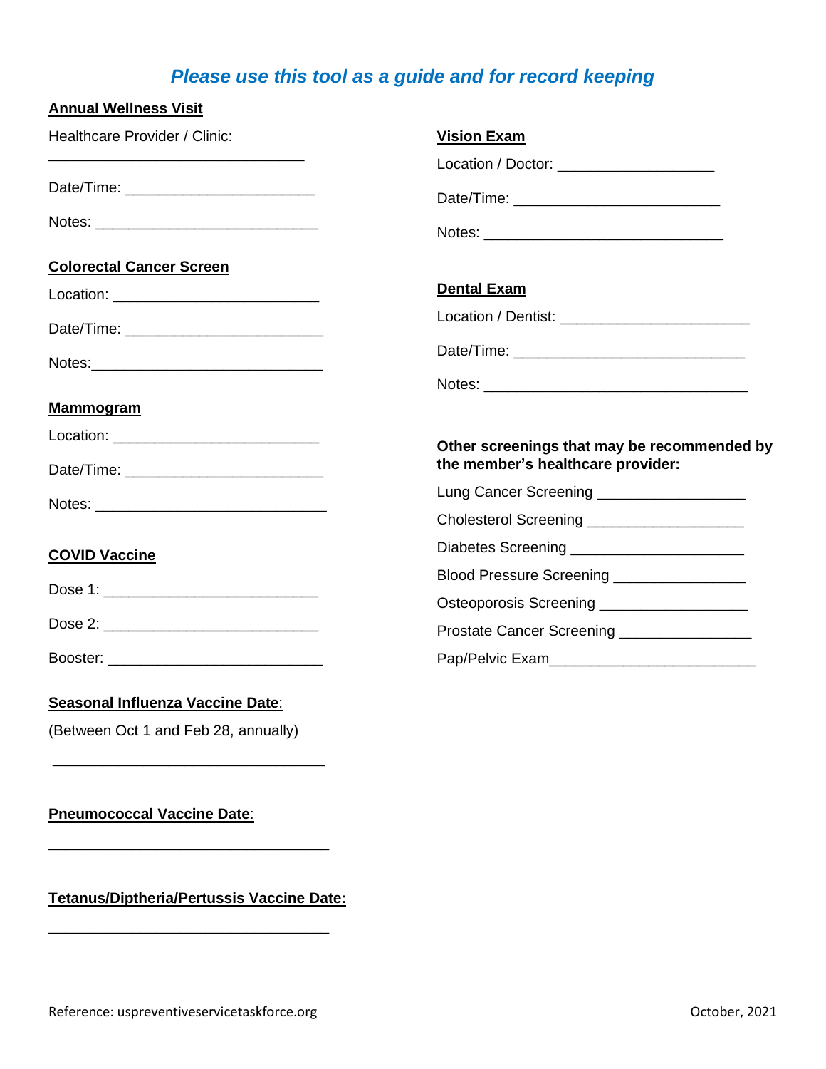*Please use this tool as a guide and for record keeping*

**Annual Wellness Visit**

Healthcare Provider / Clinic: ______________________________

Date/Time: ______________________

Notes: __________________________

**Colorectal Cancer Screen**

Location: ________________________

Date/Time: _______________________

Notes:___________________________

**Mammogram**

Location: ________________________

Date/Time: _______________________

Notes: ___________________________

**COVID Vaccine**

Dose 1: _________________________

Dose 2: _________________________

Booster: _________________________

**Seasonal Influenza Vaccine Date:**

(Between Oct 1 and Feb 28, annually)

________________________________

**Pneumococcal Vaccine Date:**

_________________________________

**Tetanus/Diptheria/Pertussis Vaccine Date:**

_________________________________

**Vision Exam**

Location / Doctor: __________________

Date/Time: ________________________

Notes: ____________________________

**Dental Exam**

Location / Dentist: ______________________

Date/Time: ___________________________

Notes: _______________________________

**Other screenings that may be recommended by the member's healthcare provider:**

Lung Cancer Screening _________________

Cholesterol Screening __________________

Diabetes Screening _____________________

Blood Pressure Screening _______________

Osteoporosis Screening _________________

Prostate Cancer Screening _______________

Pap/Pelvic Exam________________________

Reference: uspreventiveservicetaskforce.org

October, 2021